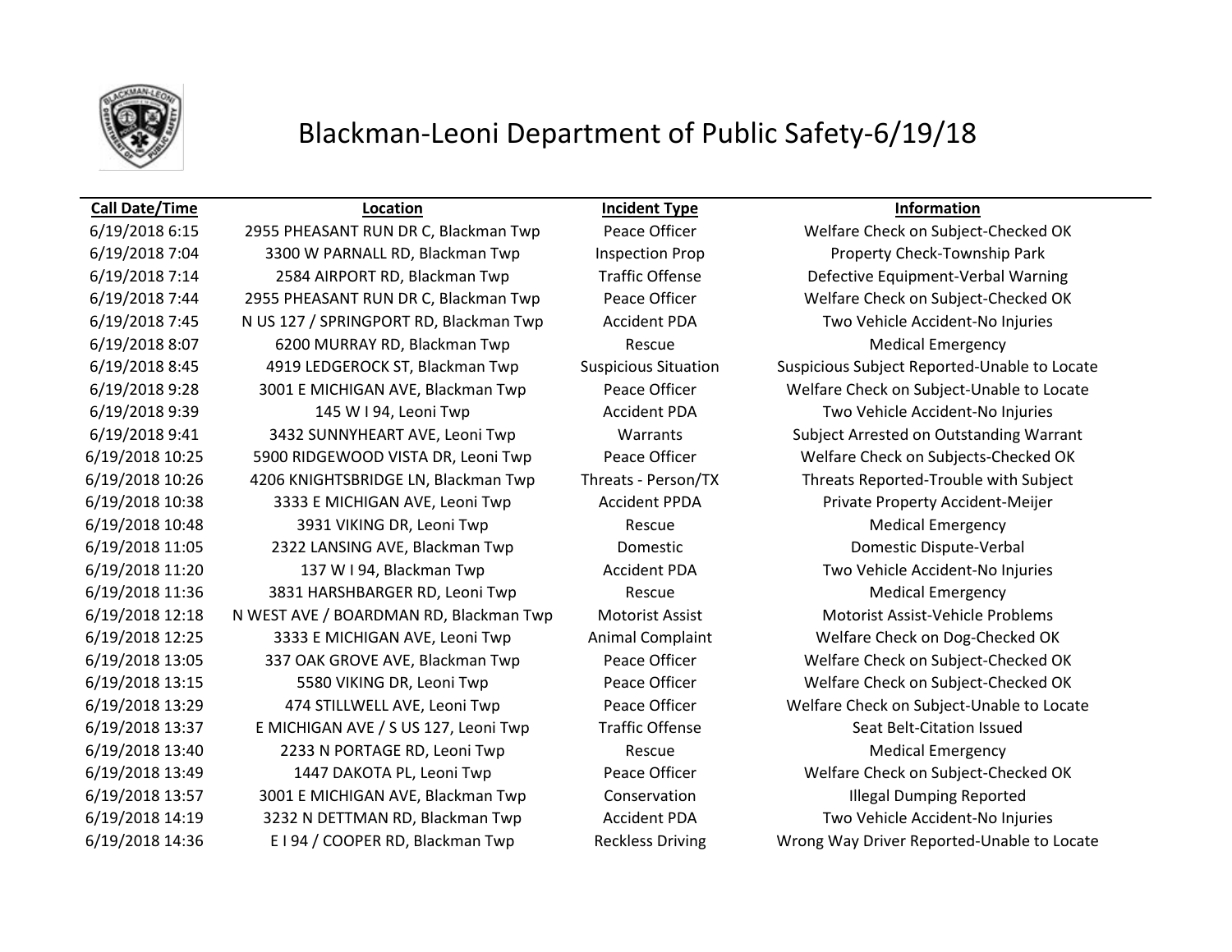# Blackman-Leoni Department of Public Safety-6/19/18

| Call Date/Time | Location | Incident Type | Information |
| --- | --- | --- | --- |
| 6/19/2018 6:15 | 2955 PHEASANT RUN DR C, Blackman Twp | Peace Officer | Welfare Check on Subject-Checked OK |
| 6/19/2018 7:04 | 3300 W PARNALL RD, Blackman Twp | Inspection Prop | Property Check-Township Park |
| 6/19/2018 7:14 | 2584 AIRPORT RD, Blackman Twp | Traffic Offense | Defective Equipment-Verbal Warning |
| 6/19/2018 7:44 | 2955 PHEASANT RUN DR C, Blackman Twp | Peace Officer | Welfare Check on Subject-Checked OK |
| 6/19/2018 7:45 | N US 127 / SPRINGPORT RD, Blackman Twp | Accident PDA | Two Vehicle Accident-No Injuries |
| 6/19/2018 8:07 | 6200 MURRAY RD, Blackman Twp | Rescue | Medical Emergency |
| 6/19/2018 8:45 | 4919 LEDGEROCK ST, Blackman Twp | Suspicious Situation | Suspicious Subject Reported-Unable to Locate |
| 6/19/2018 9:28 | 3001 E MICHIGAN AVE, Blackman Twp | Peace Officer | Welfare Check on Subject-Unable to Locate |
| 6/19/2018 9:39 | 145 W I 94, Leoni Twp | Accident PDA | Two Vehicle Accident-No Injuries |
| 6/19/2018 9:41 | 3432 SUNNYHEART AVE, Leoni Twp | Warrants | Subject Arrested on Outstanding Warrant |
| 6/19/2018 10:25 | 5900 RIDGEWOOD VISTA DR, Leoni Twp | Peace Officer | Welfare Check on Subjects-Checked OK |
| 6/19/2018 10:26 | 4206 KNIGHTSBRIDGE LN, Blackman Twp | Threats - Person/TX | Threats Reported-Trouble with Subject |
| 6/19/2018 10:38 | 3333 E MICHIGAN AVE, Leoni Twp | Accident PPDA | Private Property Accident-Meijer |
| 6/19/2018 10:48 | 3931 VIKING DR, Leoni Twp | Rescue | Medical Emergency |
| 6/19/2018 11:05 | 2322 LANSING AVE, Blackman Twp | Domestic | Domestic Dispute-Verbal |
| 6/19/2018 11:20 | 137 W I 94, Blackman Twp | Accident PDA | Two Vehicle Accident-No Injuries |
| 6/19/2018 11:36 | 3831 HARSHBARGER RD, Leoni Twp | Rescue | Medical Emergency |
| 6/19/2018 12:18 | N WEST AVE / BOARDMAN RD, Blackman Twp | Motorist Assist | Motorist Assist-Vehicle Problems |
| 6/19/2018 12:25 | 3333 E MICHIGAN AVE, Leoni Twp | Animal Complaint | Welfare Check on Dog-Checked OK |
| 6/19/2018 13:05 | 337 OAK GROVE AVE, Blackman Twp | Peace Officer | Welfare Check on Subject-Checked OK |
| 6/19/2018 13:15 | 5580 VIKING DR, Leoni Twp | Peace Officer | Welfare Check on Subject-Checked OK |
| 6/19/2018 13:29 | 474 STILLWELL AVE, Leoni Twp | Peace Officer | Welfare Check on Subject-Unable to Locate |
| 6/19/2018 13:37 | E MICHIGAN AVE / S US 127, Leoni Twp | Traffic Offense | Seat Belt-Citation Issued |
| 6/19/2018 13:40 | 2233 N PORTAGE RD, Leoni Twp | Rescue | Medical Emergency |
| 6/19/2018 13:49 | 1447 DAKOTA PL, Leoni Twp | Peace Officer | Welfare Check on Subject-Checked OK |
| 6/19/2018 13:57 | 3001 E MICHIGAN AVE, Blackman Twp | Conservation | Illegal Dumping Reported |
| 6/19/2018 14:19 | 3232 N DETTMAN RD, Blackman Twp | Accident PDA | Two Vehicle Accident-No Injuries |
| 6/19/2018 14:36 | E I 94 / COOPER RD, Blackman Twp | Reckless Driving | Wrong Way Driver Reported-Unable to Locate |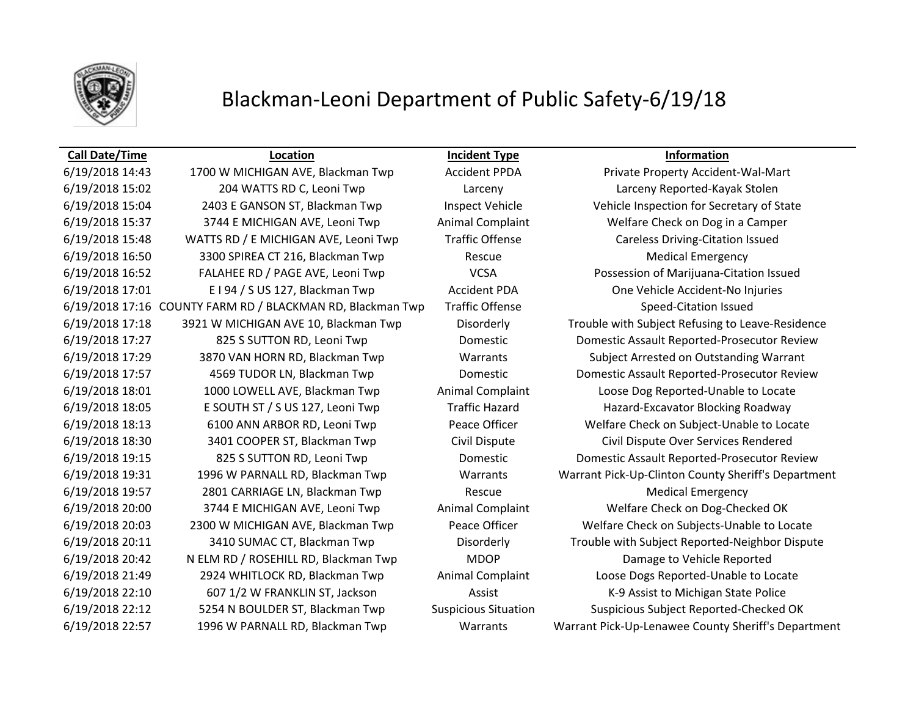# Blackman-Leoni Department of Public Safety-6/19/18

| Call Date/Time | Location | Incident Type | Information |
|---|---|---|---|
| 6/19/2018 14:43 | 1700 W MICHIGAN AVE, Blackman Twp | Accident PPDA | Private Property Accident-Wal-Mart |
| 6/19/2018 15:02 | 204 WATTS RD C, Leoni Twp | Larceny | Larceny Reported-Kayak Stolen |
| 6/19/2018 15:04 | 2403 E GANSON ST, Blackman Twp | Inspect Vehicle | Vehicle Inspection for Secretary of State |
| 6/19/2018 15:37 | 3744 E MICHIGAN AVE, Leoni Twp | Animal Complaint | Welfare Check on Dog in a Camper |
| 6/19/2018 15:48 | WATTS RD / E MICHIGAN AVE, Leoni Twp | Traffic Offense | Careless Driving-Citation Issued |
| 6/19/2018 16:50 | 3300 SPIREA CT 216, Blackman Twp | Rescue | Medical Emergency |
| 6/19/2018 16:52 | FALAHEE RD / PAGE AVE, Leoni Twp | VCSA | Possession of Marijuana-Citation Issued |
| 6/19/2018 17:01 | E I 94 / S US 127, Blackman Twp | Accident PDA | One Vehicle Accident-No Injuries |
| 6/19/2018 17:16 | COUNTY FARM RD / BLACKMAN RD, Blackman Twp | Traffic Offense | Speed-Citation Issued |
| 6/19/2018 17:18 | 3921 W MICHIGAN AVE 10, Blackman Twp | Disorderly | Trouble with Subject Refusing to Leave-Residence |
| 6/19/2018 17:27 | 825 S SUTTON RD, Leoni Twp | Domestic | Domestic Assault Reported-Prosecutor Review |
| 6/19/2018 17:29 | 3870 VAN HORN RD, Blackman Twp | Warrants | Subject Arrested on Outstanding Warrant |
| 6/19/2018 17:57 | 4569 TUDOR LN, Blackman Twp | Domestic | Domestic Assault Reported-Prosecutor Review |
| 6/19/2018 18:01 | 1000 LOWELL AVE, Blackman Twp | Animal Complaint | Loose Dog Reported-Unable to Locate |
| 6/19/2018 18:05 | E SOUTH ST / S US 127, Leoni Twp | Traffic Hazard | Hazard-Excavator Blocking Roadway |
| 6/19/2018 18:13 | 6100 ANN ARBOR RD, Leoni Twp | Peace Officer | Welfare Check on Subject-Unable to Locate |
| 6/19/2018 18:30 | 3401 COOPER ST, Blackman Twp | Civil Dispute | Civil Dispute Over Services Rendered |
| 6/19/2018 19:15 | 825 S SUTTON RD, Leoni Twp | Domestic | Domestic Assault Reported-Prosecutor Review |
| 6/19/2018 19:31 | 1996 W PARNALL RD, Blackman Twp | Warrants | Warrant Pick-Up-Clinton County Sheriff's Department |
| 6/19/2018 19:57 | 2801 CARRIAGE LN, Blackman Twp | Rescue | Medical Emergency |
| 6/19/2018 20:00 | 3744 E MICHIGAN AVE, Leoni Twp | Animal Complaint | Welfare Check on Dog-Checked OK |
| 6/19/2018 20:03 | 2300 W MICHIGAN AVE, Blackman Twp | Peace Officer | Welfare Check on Subjects-Unable to Locate |
| 6/19/2018 20:11 | 3410 SUMAC CT, Blackman Twp | Disorderly | Trouble with Subject Reported-Neighbor Dispute |
| 6/19/2018 20:42 | N ELM RD / ROSEHILL RD, Blackman Twp | MDOP | Damage to Vehicle Reported |
| 6/19/2018 21:49 | 2924 WHITLOCK RD, Blackman Twp | Animal Complaint | Loose Dogs Reported-Unable to Locate |
| 6/19/2018 22:10 | 607 1/2 W FRANKLIN ST, Jackson | Assist | K-9 Assist to Michigan State Police |
| 6/19/2018 22:12 | 5254 N BOULDER ST, Blackman Twp | Suspicious Situation | Suspicious Subject Reported-Checked OK |
| 6/19/2018 22:57 | 1996 W PARNALL RD, Blackman Twp | Warrants | Warrant Pick-Up-Lenawee County Sheriff's Department |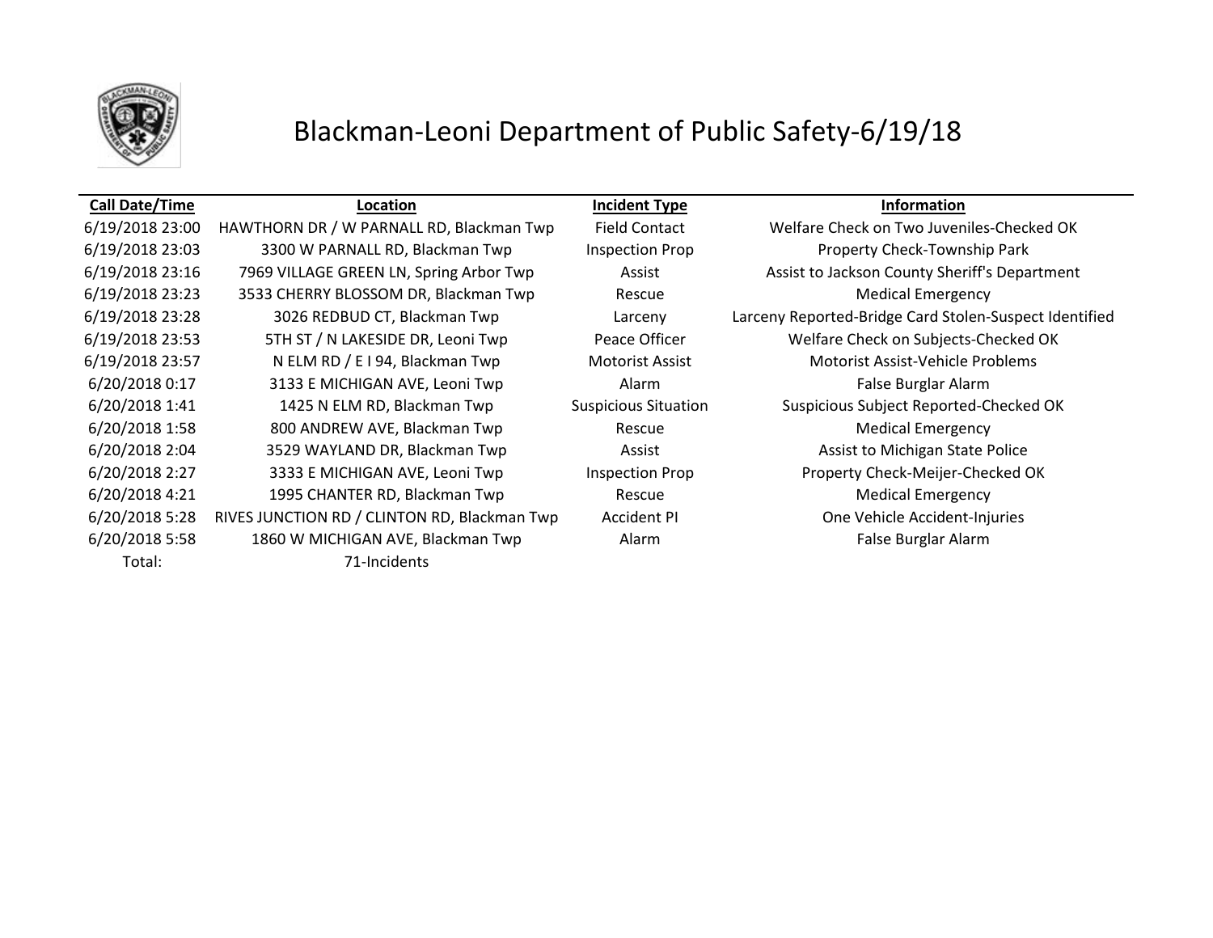# Blackman-Leoni Department of Public Safety-6/19/18

| Call Date/Time | Location | Incident Type | Information |
|---|---|---|---|
| 6/19/2018 23:00 | HAWTHORN DR / W PARNALL RD, Blackman Twp | Field Contact | Welfare Check on Two Juveniles-Checked OK |
| 6/19/2018 23:03 | 3300 W PARNALL RD, Blackman Twp | Inspection Prop | Property Check-Township Park |
| 6/19/2018 23:16 | 7969 VILLAGE GREEN LN, Spring Arbor Twp | Assist | Assist to Jackson County Sheriff's Department |
| 6/19/2018 23:23 | 3533 CHERRY BLOSSOM DR, Blackman Twp | Rescue | Medical Emergency |
| 6/19/2018 23:28 | 3026 REDBUD CT, Blackman Twp | Larceny | Larceny Reported-Bridge Card Stolen-Suspect Identified |
| 6/19/2018 23:53 | 5TH ST / N LAKESIDE DR, Leoni Twp | Peace Officer | Welfare Check on Subjects-Checked OK |
| 6/19/2018 23:57 | N ELM RD / E I 94, Blackman Twp | Motorist Assist | Motorist Assist-Vehicle Problems |
| 6/20/2018 0:17 | 3133 E MICHIGAN AVE, Leoni Twp | Alarm | False Burglar Alarm |
| 6/20/2018 1:41 | 1425 N ELM RD, Blackman Twp | Suspicious Situation | Suspicious Subject Reported-Checked OK |
| 6/20/2018 1:58 | 800 ANDREW AVE, Blackman Twp | Rescue | Medical Emergency |
| 6/20/2018 2:04 | 3529 WAYLAND DR, Blackman Twp | Assist | Assist to Michigan State Police |
| 6/20/2018 2:27 | 3333 E MICHIGAN AVE, Leoni Twp | Inspection Prop | Property Check-Meijer-Checked OK |
| 6/20/2018 4:21 | 1995 CHANTER RD, Blackman Twp | Rescue | Medical Emergency |
| 6/20/2018 5:28 | RIVES JUNCTION RD / CLINTON RD, Blackman Twp | Accident PI | One Vehicle Accident-Injuries |
| 6/20/2018 5:58 | 1860 W MICHIGAN AVE, Blackman Twp | Alarm | False Burglar Alarm |
| Total: | 71-Incidents | | |